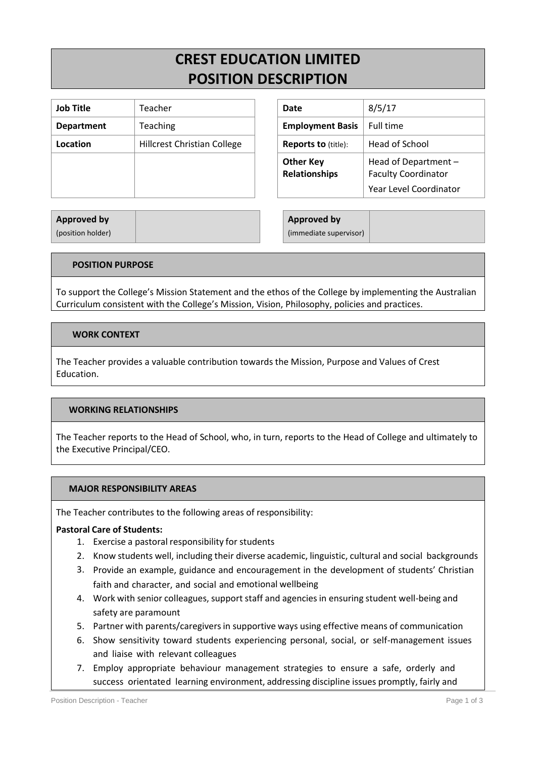# CREST EDUCATION LIMITED
# POSITION DESCRIPTION

| | |
|---|---|
| **Job Title** | Teacher |
| **Department** | Teaching |
| **Location** | Hillcrest Christian College |

| | |
|---|---|
| **Date** | 8/5/17 |
| **Employment Basis** | Full time |
| **Reports to** (title): | Head of School |
| **Other Key Relationships** | Head of Department – Faculty Coordinator<br>Year Level Coordinator |

| | |
|---|---|
| **Approved by** (position holder) | |

| | |
|---|---|
| **Approved by** (immediate supervisor) | |

## POSITION PURPOSE

To support the College's Mission Statement and the ethos of the College by implementing the Australian Curriculum consistent with the College's Mission, Vision, Philosophy, policies and practices.

## WORK CONTEXT

The Teacher provides a valuable contribution towards the Mission, Purpose and Values of Crest Education.

## WORKING RELATIONSHIPS

The Teacher reports to the Head of School, who, in turn, reports to the Head of College and ultimately to the Executive Principal/CEO.

## MAJOR RESPONSIBILITY AREAS

The Teacher contributes to the following areas of responsibility:

**Pastoral Care of Students:**

1. Exercise a pastoral responsibility for students
2. Know students well, including their diverse academic, linguistic, cultural and social backgrounds
3. Provide an example, guidance and encouragement in the development of students' Christian faith and character, and social and emotional wellbeing
4. Work with senior colleagues, support staff and agencies in ensuring student well-being and safety are paramount
5. Partner with parents/caregivers in supportive ways using effective means of communication
6. Show sensitivity toward students experiencing personal, social, or self-management issues and liaise with relevant colleagues
7. Employ appropriate behaviour management strategies to ensure a safe, orderly and success orientated learning environment, addressing discipline issues promptly, fairly and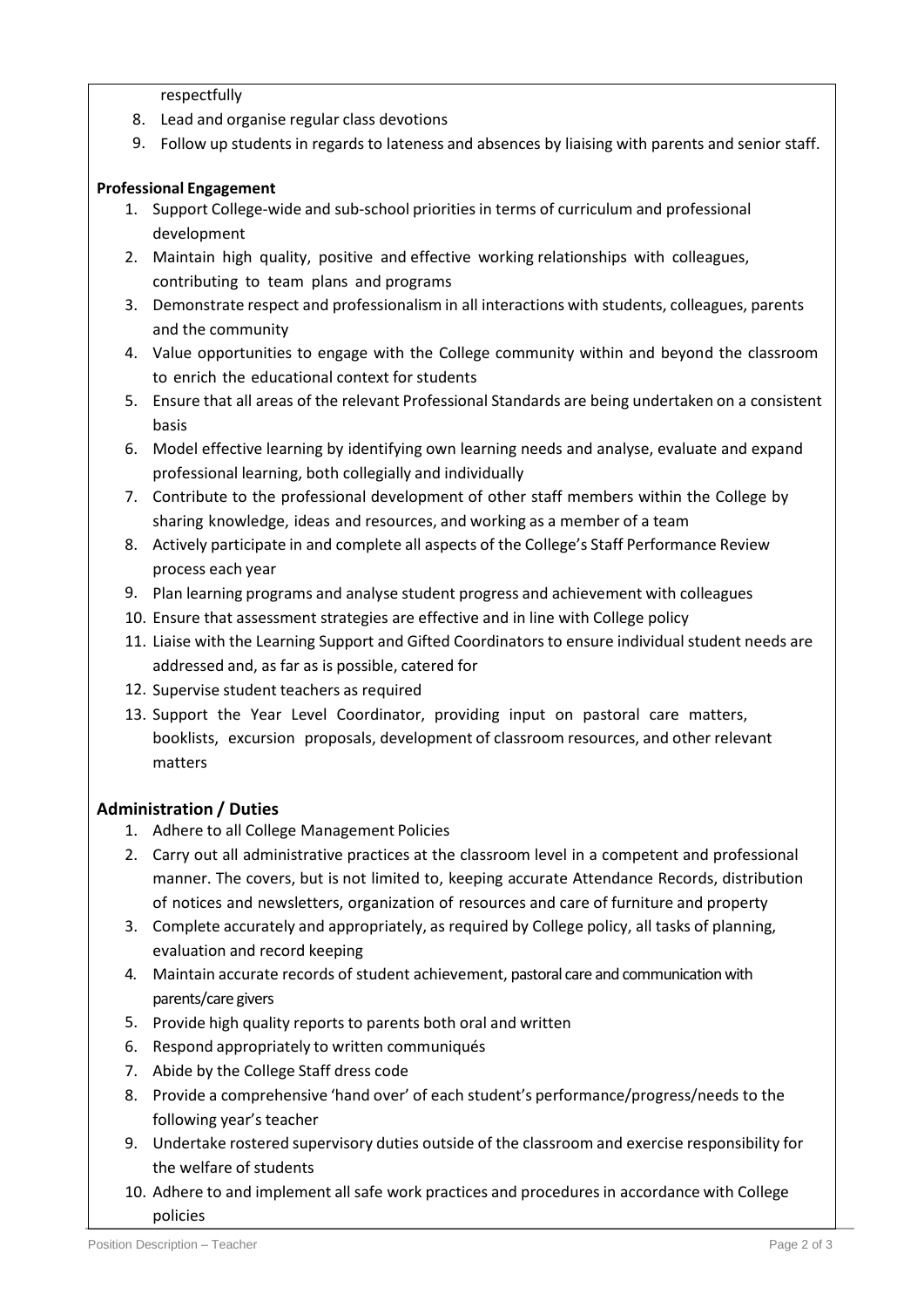respectfully

8. Lead and organise regular class devotions
9. Follow up students in regards to lateness and absences by liaising with parents and senior staff.

**Professional Engagement**

1. Support College-wide and sub-school priorities in terms of curriculum and professional development
2. Maintain high quality, positive and effective working relationships with colleagues, contributing to team plans and programs
3. Demonstrate respect and professionalism in all interactions with students, colleagues, parents and the community
4. Value opportunities to engage with the College community within and beyond the classroom to enrich the educational context for students
5. Ensure that all areas of the relevant Professional Standards are being undertaken on a consistent basis
6. Model effective learning by identifying own learning needs and analyse, evaluate and expand professional learning, both collegially and individually
7. Contribute to the professional development of other staff members within the College by sharing knowledge, ideas and resources, and working as a member of a team
8. Actively participate in and complete all aspects of the College's Staff Performance Review process each year
9. Plan learning programs and analyse student progress and achievement with colleagues
10. Ensure that assessment strategies are effective and in line with College policy
11. Liaise with the Learning Support and Gifted Coordinators to ensure individual student needs are addressed and, as far as is possible, catered for
12. Supervise student teachers as required
13. Support the Year Level Coordinator, providing input on pastoral care matters, booklists, excursion proposals, development of classroom resources, and other relevant matters

## Administration / Duties

1. Adhere to all College Management Policies
2. Carry out all administrative practices at the classroom level in a competent and professional manner. The covers, but is not limited to, keeping accurate Attendance Records, distribution of notices and newsletters, organization of resources and care of furniture and property
3. Complete accurately and appropriately, as required by College policy, all tasks of planning, evaluation and record keeping
4. Maintain accurate records of student achievement, pastoral care and communication with parents/care givers
5. Provide high quality reports to parents both oral and written
6. Respond appropriately to written communiqués
7. Abide by the College Staff dress code
8. Provide a comprehensive 'hand over' of each student's performance/progress/needs to the following year's teacher
9. Undertake rostered supervisory duties outside of the classroom and exercise responsibility for the welfare of students
10. Adhere to and implement all safe work practices and procedures in accordance with College policies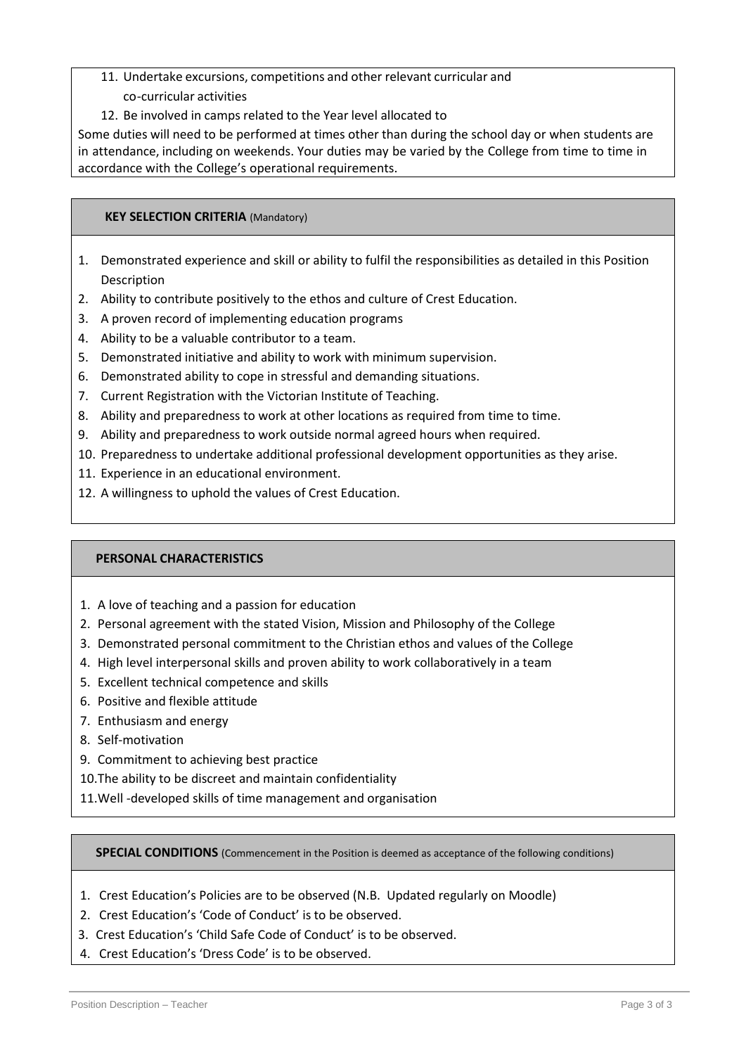11. Undertake excursions, competitions and other relevant curricular and co-curricular activities
12. Be involved in camps related to the Year level allocated to

Some duties will need to be performed at times other than during the school day or when students are in attendance, including on weekends. Your duties may be varied by the College from time to time in accordance with the College's operational requirements.

## KEY SELECTION CRITERIA (Mandatory)

1. Demonstrated experience and skill or ability to fulfil the responsibilities as detailed in this Position Description
2. Ability to contribute positively to the ethos and culture of Crest Education.
3. A proven record of implementing education programs
4. Ability to be a valuable contributor to a team.
5. Demonstrated initiative and ability to work with minimum supervision.
6. Demonstrated ability to cope in stressful and demanding situations.
7. Current Registration with the Victorian Institute of Teaching.
8. Ability and preparedness to work at other locations as required from time to time.
9. Ability and preparedness to work outside normal agreed hours when required.
10. Preparedness to undertake additional professional development opportunities as they arise.
11. Experience in an educational environment.
12. A willingness to uphold the values of Crest Education.

## PERSONAL CHARACTERISTICS

1. A love of teaching and a passion for education
2. Personal agreement with the stated Vision, Mission and Philosophy of the College
3. Demonstrated personal commitment to the Christian ethos and values of the College
4. High level interpersonal skills and proven ability to work collaboratively in a team
5. Excellent technical competence and skills
6. Positive and flexible attitude
7. Enthusiasm and energy
8. Self-motivation
9. Commitment to achieving best practice
10. The ability to be discreet and maintain confidentiality
11. Well -developed skills of time management and organisation

## SPECIAL CONDITIONS (Commencement in the Position is deemed as acceptance of the following conditions)

1. Crest Education's Policies are to be observed (N.B. Updated regularly on Moodle)
2. Crest Education's 'Code of Conduct' is to be observed.
3. Crest Education's 'Child Safe Code of Conduct' is to be observed.
4. Crest Education's 'Dress Code' is to be observed.